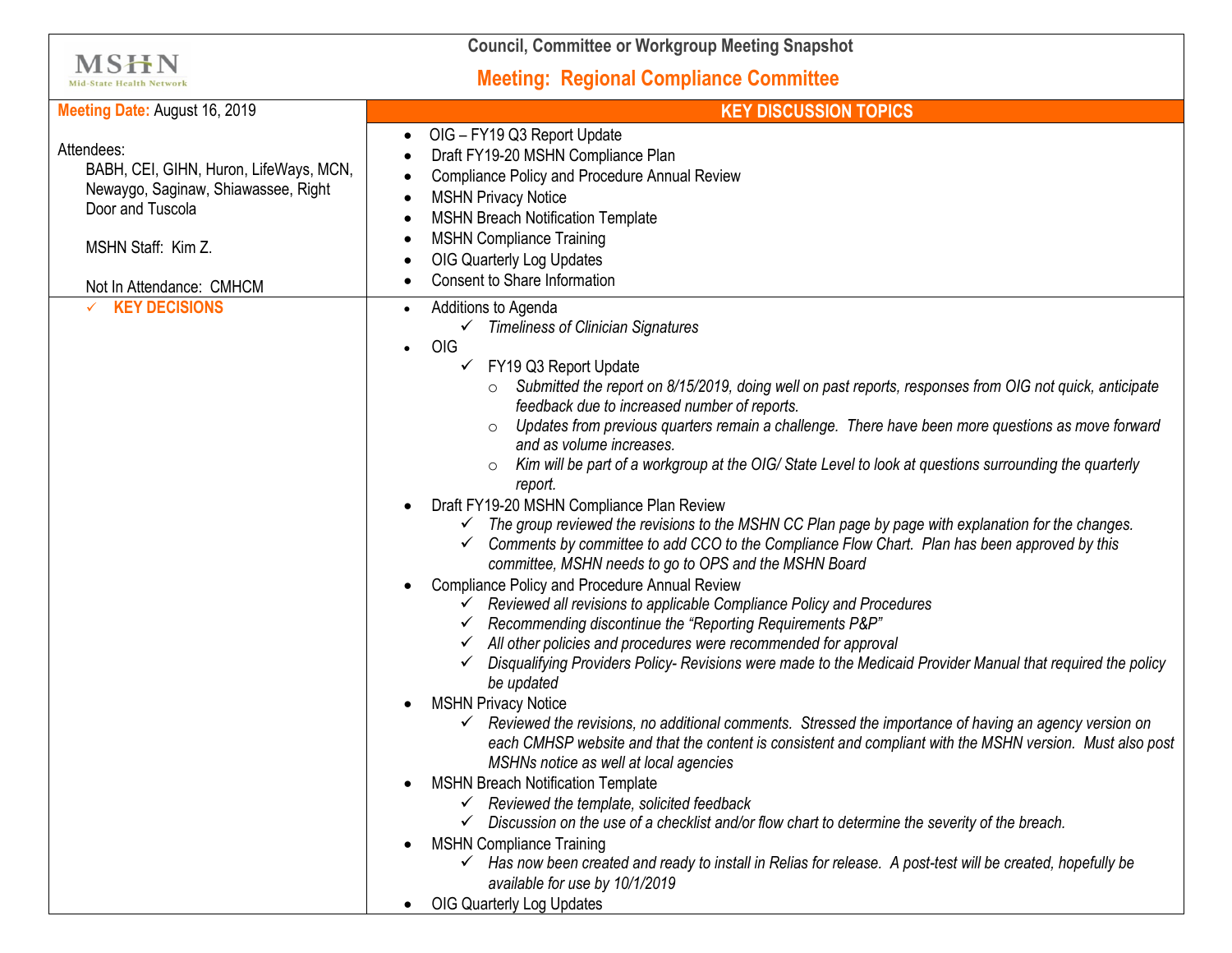MSHN
Mid-State Health Network

# Council, Committee or Workgroup Meeting Snapshot

## Meeting: Regional Compliance Committee

| **Meeting Date:** August 16, 2019<br><br>Attendees:<br>BABH, CEI, GIHN, Huron, LifeWays, MCN, Newaygo, Saginaw, Shiawassee, Right Door and Tuscola<br><br>MSHN Staff: Kim Z.<br><br>Not In Attendance: CMHCM | **KEY DISCUSSION TOPICS**<br>• OIG – FY19 Q3 Report Update<br>• Draft FY19-20 MSHN Compliance Plan<br>• Compliance Policy and Procedure Annual Review<br>• MSHN Privacy Notice<br>• MSHN Breach Notification Template<br>• MSHN Compliance Training<br>• OIG Quarterly Log Updates<br>• Consent to Share Information |
|---|---|

✓ **KEY DECISIONS**

- Additions to Agenda
  - ✓ *Timeliness of Clinician Signatures*
- OIG
  - ✓ FY19 Q3 Report Update
    - *Submitted the report on 8/15/2019, doing well on past reports, responses from OIG not quick, anticipate feedback due to increased number of reports.*
    - *Updates from previous quarters remain a challenge. There have been more questions as move forward and as volume increases.*
    - *Kim will be part of a workgroup at the OIG/ State Level to look at questions surrounding the quarterly report.*
- Draft FY19-20 MSHN Compliance Plan Review
  - ✓ *The group reviewed the revisions to the MSHN CC Plan page by page with explanation for the changes.*
  - ✓ *Comments by committee to add CCO to the Compliance Flow Chart. Plan has been approved by this committee, MSHN needs to go to OPS and the MSHN Board*
- Compliance Policy and Procedure Annual Review
  - ✓ *Reviewed all revisions to applicable Compliance Policy and Procedures*
  - ✓ *Recommending discontinue the "Reporting Requirements P&P"*
  - ✓ *All other policies and procedures were recommended for approval*
  - ✓ *Disqualifying Providers Policy- Revisions were made to the Medicaid Provider Manual that required the policy be updated*
- MSHN Privacy Notice
  - ✓ *Reviewed the revisions, no additional comments. Stressed the importance of having an agency version on each CMHSP website and that the content is consistent and compliant with the MSHN version. Must also post MSHNs notice as well at local agencies*
- MSHN Breach Notification Template
  - ✓ *Reviewed the template, solicited feedback*
  - ✓ *Discussion on the use of a checklist and/or flow chart to determine the severity of the breach.*
- MSHN Compliance Training
  - ✓ *Has now been created and ready to install in Relias for release. A post-test will be created, hopefully be available for use by 10/1/2019*
- OIG Quarterly Log Updates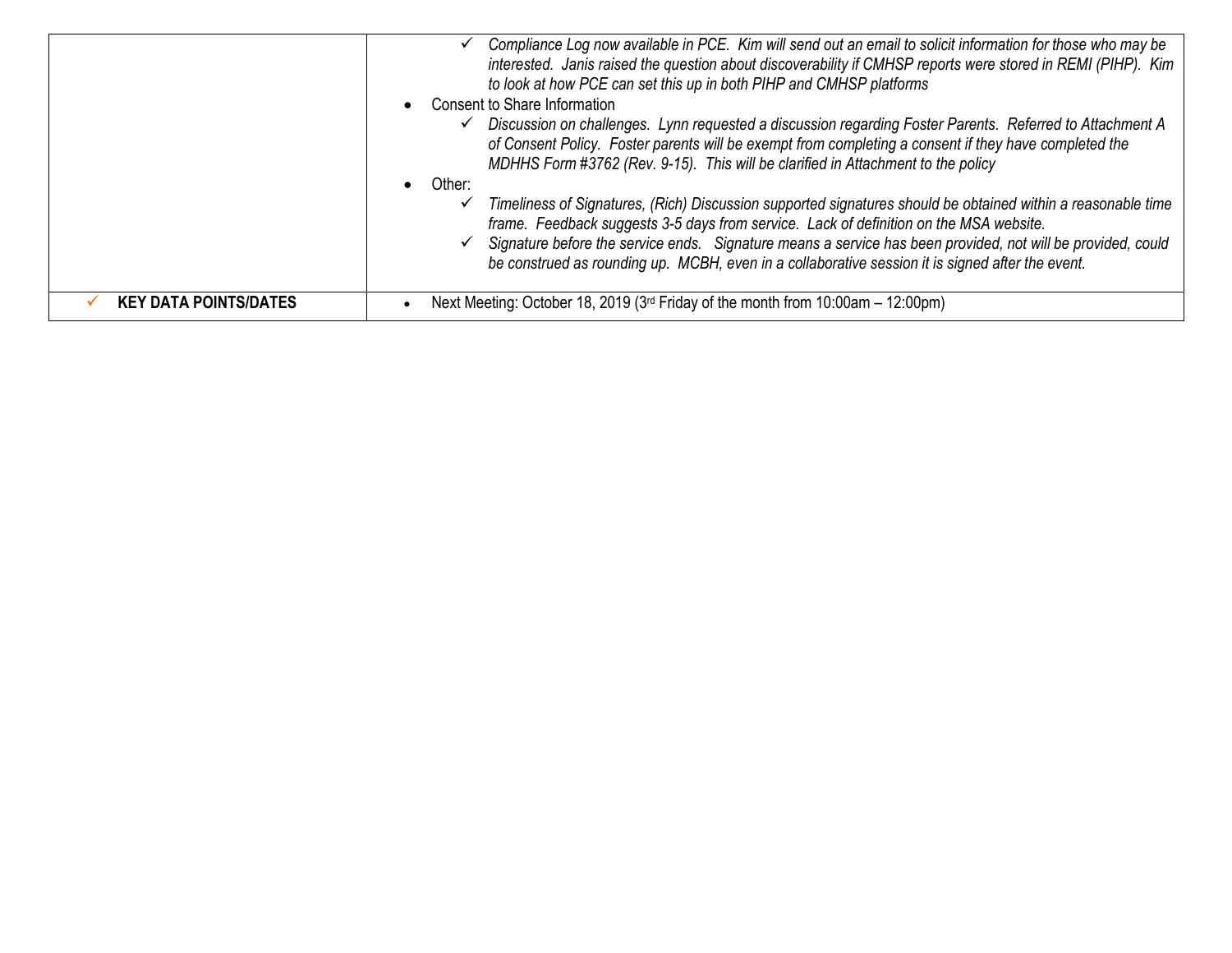| | |
|---|---|
| | ✓ *Compliance Log now available in PCE. Kim will send out an email to solicit information for those who may be interested. Janis raised the question about discoverability if CMHSP reports were stored in REMI (PIHP). Kim to look at how PCE can set this up in both PIHP and CMHSP platforms*<br>• Consent to Share Information<br>✓ *Discussion on challenges. Lynn requested a discussion regarding Foster Parents. Referred to Attachment A of Consent Policy. Foster parents will be exempt from completing a consent if they have completed the MDHHS Form #3762 (Rev. 9-15). This will be clarified in Attachment to the policy*<br>• Other:<br>✓ *Timeliness of Signatures, (Rich) Discussion supported signatures should be obtained within a reasonable time frame. Feedback suggests 3-5 days from service. Lack of definition on the MSA website.*<br>✓ *Signature before the service ends. Signature means a service has been provided, not will be provided, could be construed as rounding up. MCBH, even in a collaborative session it is signed after the event.* |
| ✓ **KEY DATA POINTS/DATES** | • Next Meeting: October 18, 2019 (3rd Friday of the month from 10:00am – 12:00pm) |